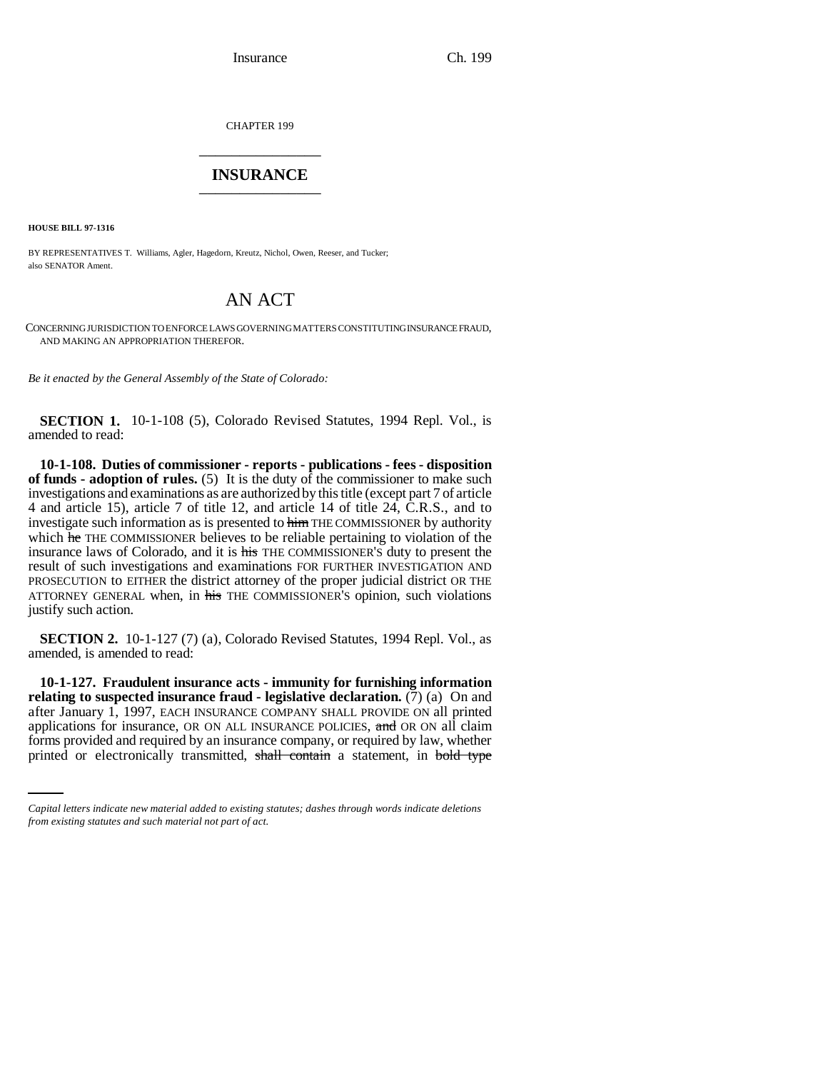CHAPTER 199

# INSURANCE

**HOUSE BILL 97-1316**

BY REPRESENTATIVES T. Williams, Agler, Hagedorn, Kreutz, Nichol, Owen, Reeser, and Tucker;
also SENATOR Ament.

# AN ACT

CONCERNING JURISDICTION TO ENFORCE LAWS GOVERNING MATTERS CONSTITUTING INSURANCE FRAUD, AND MAKING AN APPROPRIATION THEREFOR.

*Be it enacted by the General Assembly of the State of Colorado:*

**SECTION 1.** 10-1-108 (5), Colorado Revised Statutes, 1994 Repl. Vol., is amended to read:

**10-1-108. Duties of commissioner - reports - publications - fees - disposition of funds - adoption of rules.** (5) It is the duty of the commissioner to make such investigations and examinations as are authorized by this title (except part 7 of article 4 and article 15), article 7 of title 12, and article 14 of title 24, C.R.S., and to investigate such information as is presented to ~~him~~ THE COMMISSIONER by authority which ~~he~~ THE COMMISSIONER believes to be reliable pertaining to violation of the insurance laws of Colorado, and it is ~~his~~ THE COMMISSIONER'S duty to present the result of such investigations and examinations FOR FURTHER INVESTIGATION AND PROSECUTION to EITHER the district attorney of the proper judicial district OR THE ATTORNEY GENERAL when, in ~~his~~ THE COMMISSIONER'S opinion, such violations justify such action.

**SECTION 2.** 10-1-127 (7) (a), Colorado Revised Statutes, 1994 Repl. Vol., as amended, is amended to read:

**10-1-127. Fraudulent insurance acts - immunity for furnishing information relating to suspected insurance fraud - legislative declaration.** (7) (a) On and after January 1, 1997, EACH INSURANCE COMPANY SHALL PROVIDE ON all printed applications for insurance, OR ON ALL INSURANCE POLICIES, ~~and~~ OR ON all claim forms provided and required by an insurance company, or required by law, whether printed or electronically transmitted, ~~shall contain~~ a statement, in ~~bold type~~

*Capital letters indicate new material added to existing statutes; dashes through words indicate deletions from existing statutes and such material not part of act.*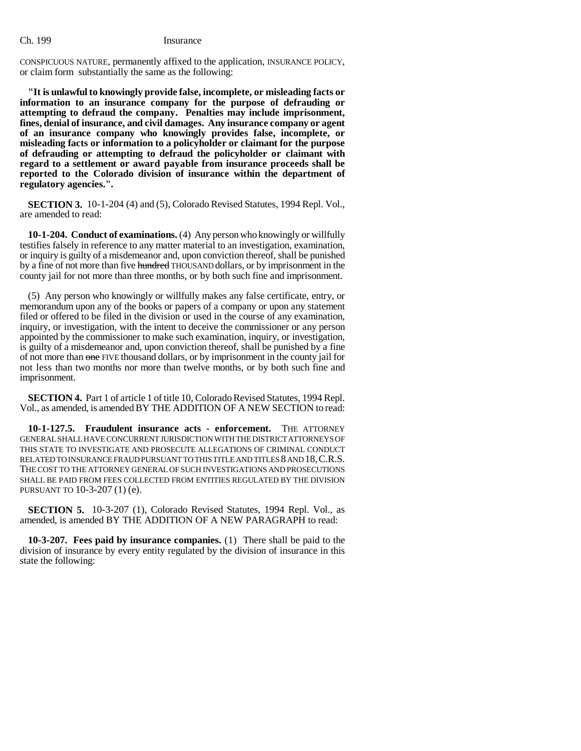CONSPICUOUS NATURE, permanently affixed to the application, INSURANCE POLICY, or claim form substantially the same as the following:

**"It is unlawful to knowingly provide false, incomplete, or misleading facts or information to an insurance company for the purpose of defrauding or attempting to defraud the company. Penalties may include imprisonment, fines, denial of insurance, and civil damages. Any insurance company or agent of an insurance company who knowingly provides false, incomplete, or misleading facts or information to a policyholder or claimant for the purpose of defrauding or attempting to defraud the policyholder or claimant with regard to a settlement or award payable from insurance proceeds shall be reported to the Colorado division of insurance within the department of regulatory agencies.".**

**SECTION 3.** 10-1-204 (4) and (5), Colorado Revised Statutes, 1994 Repl. Vol., are amended to read:

**10-1-204. Conduct of examinations.** (4) Any person who knowingly or willfully testifies falsely in reference to any matter material to an investigation, examination, or inquiry is guilty of a misdemeanor and, upon conviction thereof, shall be punished by a fine of not more than five ~~hundred~~ THOUSAND dollars, or by imprisonment in the county jail for not more than three months, or by both such fine and imprisonment.

(5) Any person who knowingly or willfully makes any false certificate, entry, or memorandum upon any of the books or papers of a company or upon any statement filed or offered to be filed in the division or used in the course of any examination, inquiry, or investigation, with the intent to deceive the commissioner or any person appointed by the commissioner to make such examination, inquiry, or investigation, is guilty of a misdemeanor and, upon conviction thereof, shall be punished by a fine of not more than ~~one~~ FIVE thousand dollars, or by imprisonment in the county jail for not less than two months nor more than twelve months, or by both such fine and imprisonment.

**SECTION 4.** Part 1 of article 1 of title 10, Colorado Revised Statutes, 1994 Repl. Vol., as amended, is amended BY THE ADDITION OF A NEW SECTION to read:

**10-1-127.5. Fraudulent insurance acts - enforcement.** THE ATTORNEY GENERAL SHALL HAVE CONCURRENT JURISDICTION WITH THE DISTRICT ATTORNEYS OF THIS STATE TO INVESTIGATE AND PROSECUTE ALLEGATIONS OF CRIMINAL CONDUCT RELATED TO INSURANCE FRAUD PURSUANT TO THIS TITLE AND TITLES 8 AND 18, C.R.S. THE COST TO THE ATTORNEY GENERAL OF SUCH INVESTIGATIONS AND PROSECUTIONS SHALL BE PAID FROM FEES COLLECTED FROM ENTITIES REGULATED BY THE DIVISION PURSUANT TO 10-3-207 (1) (e).

**SECTION 5.** 10-3-207 (1), Colorado Revised Statutes, 1994 Repl. Vol., as amended, is amended BY THE ADDITION OF A NEW PARAGRAPH to read:

**10-3-207. Fees paid by insurance companies.** (1) There shall be paid to the division of insurance by every entity regulated by the division of insurance in this state the following: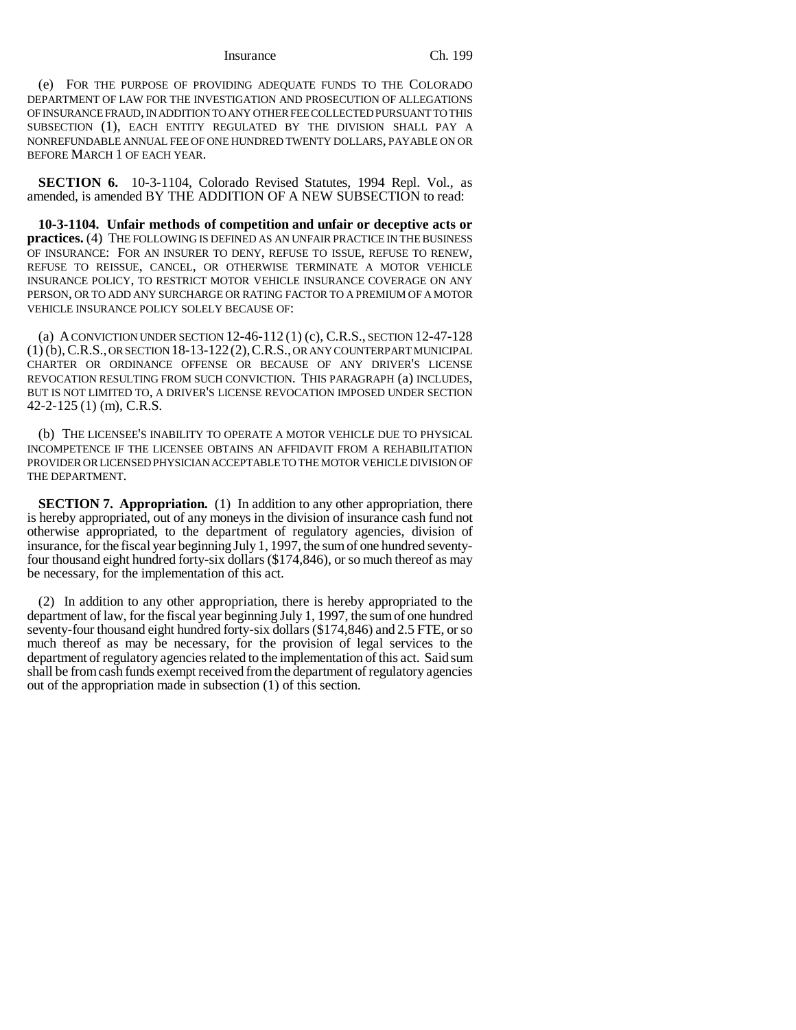(e) FOR THE PURPOSE OF PROVIDING ADEQUATE FUNDS TO THE COLORADO DEPARTMENT OF LAW FOR THE INVESTIGATION AND PROSECUTION OF ALLEGATIONS OF INSURANCE FRAUD, IN ADDITION TO ANY OTHER FEE COLLECTED PURSUANT TO THIS SUBSECTION (1), EACH ENTITY REGULATED BY THE DIVISION SHALL PAY A NONREFUNDABLE ANNUAL FEE OF ONE HUNDRED TWENTY DOLLARS, PAYABLE ON OR BEFORE MARCH 1 OF EACH YEAR.

**SECTION 6.** 10-3-1104, Colorado Revised Statutes, 1994 Repl. Vol., as amended, is amended BY THE ADDITION OF A NEW SUBSECTION to read:

**10-3-1104. Unfair methods of competition and unfair or deceptive acts or practices.** (4) THE FOLLOWING IS DEFINED AS AN UNFAIR PRACTICE IN THE BUSINESS OF INSURANCE: FOR AN INSURER TO DENY, REFUSE TO ISSUE, REFUSE TO RENEW, REFUSE TO REISSUE, CANCEL, OR OTHERWISE TERMINATE A MOTOR VEHICLE INSURANCE POLICY, TO RESTRICT MOTOR VEHICLE INSURANCE COVERAGE ON ANY PERSON, OR TO ADD ANY SURCHARGE OR RATING FACTOR TO A PREMIUM OF A MOTOR VEHICLE INSURANCE POLICY SOLELY BECAUSE OF:

(a) A CONVICTION UNDER SECTION 12-46-112 (1) (c), C.R.S., SECTION 12-47-128 (1) (b), C.R.S., OR SECTION 18-13-122 (2), C.R.S., OR ANY COUNTERPART MUNICIPAL CHARTER OR ORDINANCE OFFENSE OR BECAUSE OF ANY DRIVER'S LICENSE REVOCATION RESULTING FROM SUCH CONVICTION. THIS PARAGRAPH (a) INCLUDES, BUT IS NOT LIMITED TO, A DRIVER'S LICENSE REVOCATION IMPOSED UNDER SECTION 42-2-125 (1) (m), C.R.S.

(b) THE LICENSEE'S INABILITY TO OPERATE A MOTOR VEHICLE DUE TO PHYSICAL INCOMPETENCE IF THE LICENSEE OBTAINS AN AFFIDAVIT FROM A REHABILITATION PROVIDER OR LICENSED PHYSICIAN ACCEPTABLE TO THE MOTOR VEHICLE DIVISION OF THE DEPARTMENT.

**SECTION 7. Appropriation.** (1) In addition to any other appropriation, there is hereby appropriated, out of any moneys in the division of insurance cash fund not otherwise appropriated, to the department of regulatory agencies, division of insurance, for the fiscal year beginning July 1, 1997, the sum of one hundred seventy-four thousand eight hundred forty-six dollars ($174,846), or so much thereof as may be necessary, for the implementation of this act.

(2) In addition to any other appropriation, there is hereby appropriated to the department of law, for the fiscal year beginning July 1, 1997, the sum of one hundred seventy-four thousand eight hundred forty-six dollars ($174,846) and 2.5 FTE, or so much thereof as may be necessary, for the provision of legal services to the department of regulatory agencies related to the implementation of this act. Said sum shall be from cash funds exempt received from the department of regulatory agencies out of the appropriation made in subsection (1) of this section.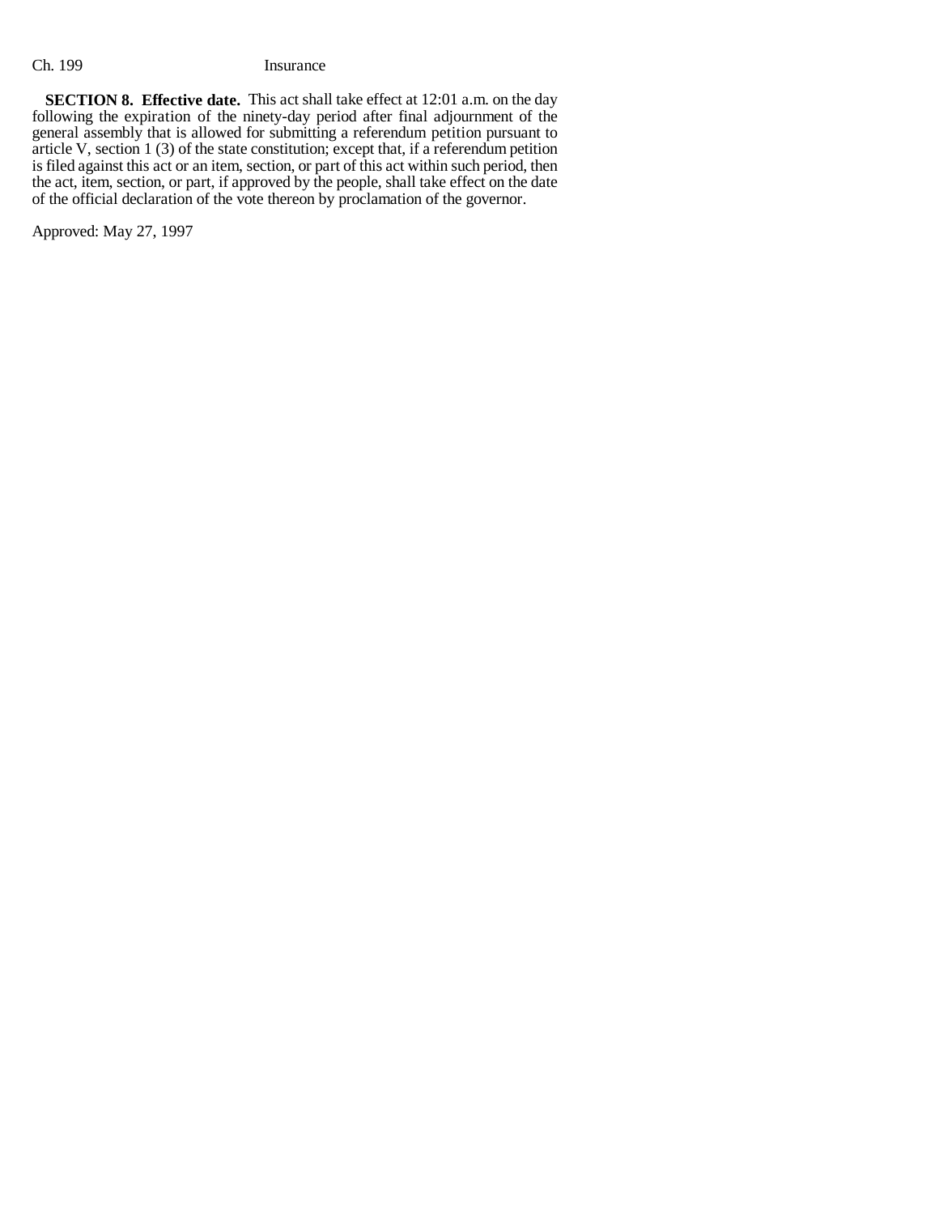**SECTION 8. Effective date.** This act shall take effect at 12:01 a.m. on the day following the expiration of the ninety-day period after final adjournment of the general assembly that is allowed for submitting a referendum petition pursuant to article V, section 1 (3) of the state constitution; except that, if a referendum petition is filed against this act or an item, section, or part of this act within such period, then the act, item, section, or part, if approved by the people, shall take effect on the date of the official declaration of the vote thereon by proclamation of the governor.

Approved: May 27, 1997